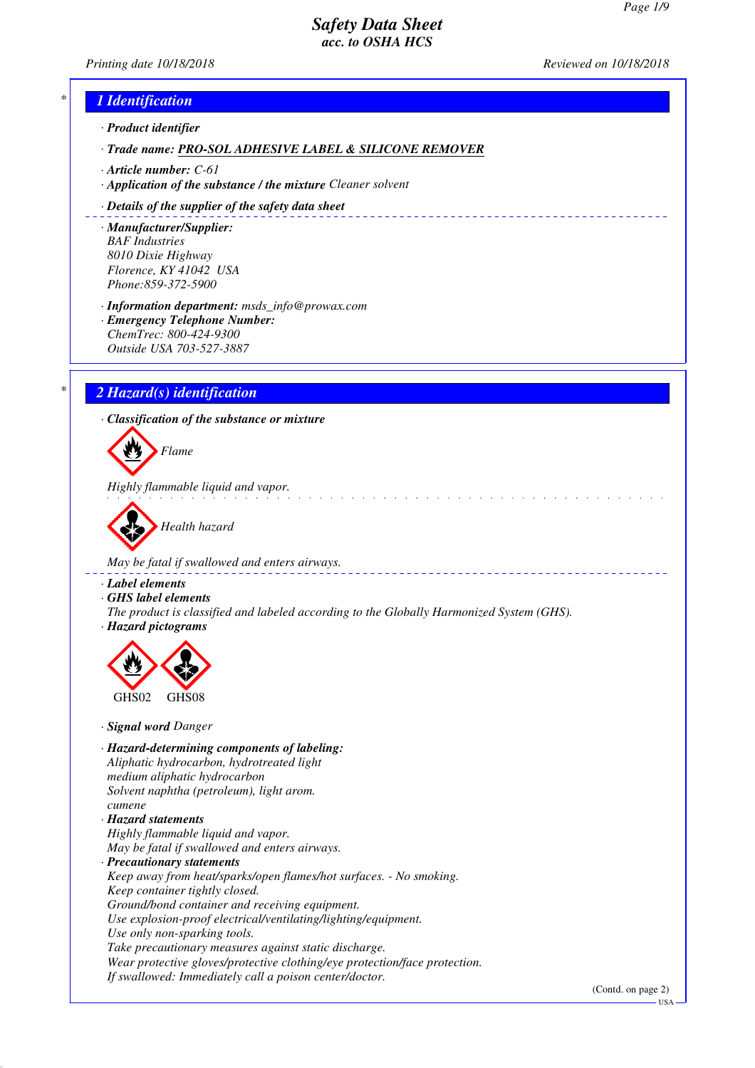# Safety Data Sheet
## acc. to OSHA HCS

Printing date 10/18/2018 Reviewed on 10/18/2018

## 1 Identification

· **Product identifier**

· **Trade name: PRO-SOL ADHESIVE LABEL & SILICONE REMOVER**

· **Article number:** C-61

· **Application of the substance / the mixture** Cleaner solvent

· **Details of the supplier of the safety data sheet**

· **Manufacturer/Supplier:**
BAF Industries
8010 Dixie Highway
Florence, KY 41042 USA
Phone:859-372-5900

· **Information department:** msds_info@prowax.com

· **Emergency Telephone Number:**
ChemTrec: 800-424-9300
Outside USA 703-527-3887

## 2 Hazard(s) identification

· **Classification of the substance or mixture**

Flame

Highly flammable liquid and vapor.

Health hazard

May be fatal if swallowed and enters airways.

· **Label elements**

· **GHS label elements**
The product is classified and labeled according to the Globally Harmonized System (GHS).

· **Hazard pictograms**

GHS02 GHS08

· **Signal word** Danger

· **Hazard-determining components of labeling:**
Aliphatic hydrocarbon, hydrotreated light
medium aliphatic hydrocarbon
Solvent naphtha (petroleum), light arom.
cumene

· **Hazard statements**
Highly flammable liquid and vapor.
May be fatal if swallowed and enters airways.

· **Precautionary statements**
Keep away from heat/sparks/open flames/hot surfaces. - No smoking.
Keep container tightly closed.
Ground/bond container and receiving equipment.
Use explosion-proof electrical/ventilating/lighting/equipment.
Use only non-sparking tools.
Take precautionary measures against static discharge.
Wear protective gloves/protective clothing/eye protection/face protection.
If swallowed: Immediately call a poison center/doctor.

(Contd. on page 2)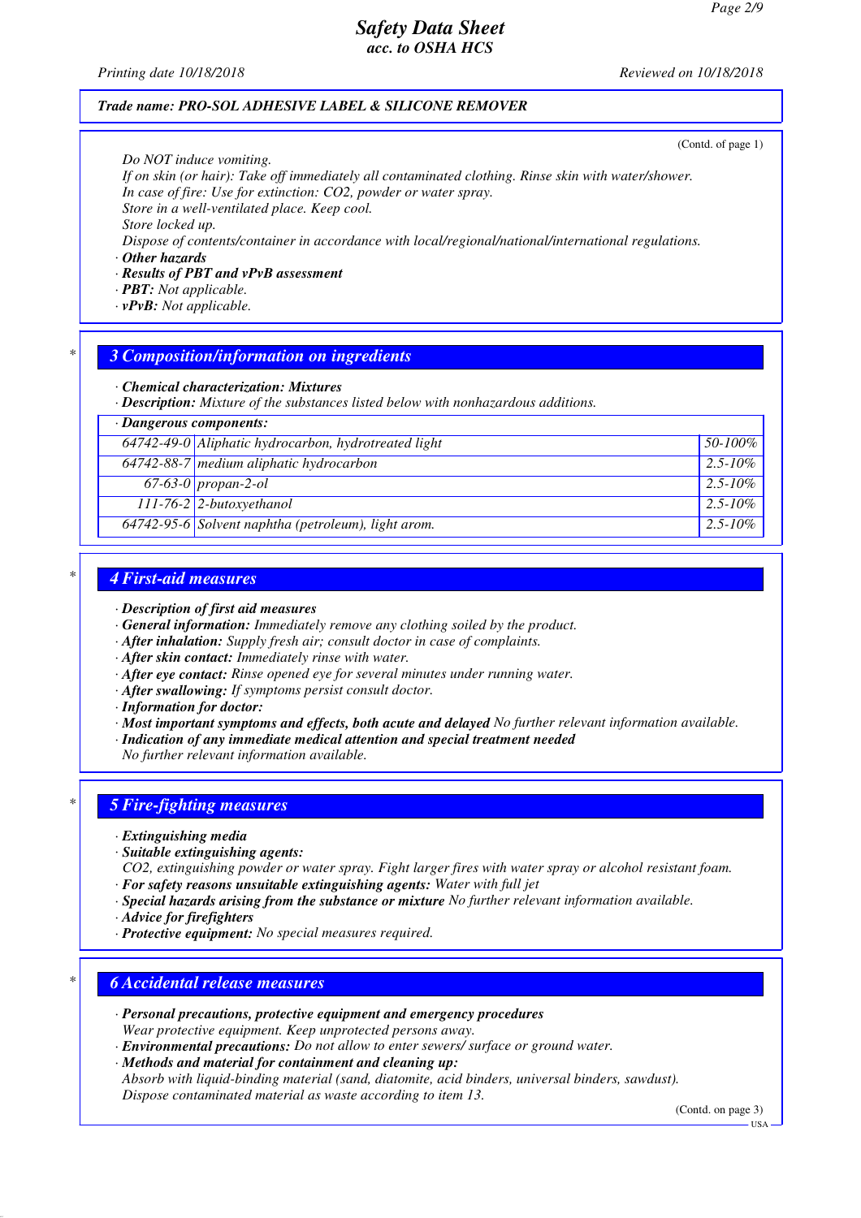(Contd. of page 1)

*Do NOT induce vomiting.*
*If on skin (or hair): Take off immediately all contaminated clothing. Rinse skin with water/shower.*
*In case of fire: Use for extinction: CO2, powder or water spray.*
*Store in a well-ventilated place. Keep cool.*
*Store locked up.*
*Dispose of contents/container in accordance with local/regional/national/international regulations.*

· **Other hazards**
· **Results of PBT and vPvB assessment**
· **PBT:** Not applicable.
· **vPvB:** Not applicable.

## 3 Composition/information on ingredients

· **Chemical characterization: Mixtures**
· **Description:** Mixture of the substances listed below with nonhazardous additions.

| · Dangerous components: | | |
|---|---|---|
| 64742-49-0 | Aliphatic hydrocarbon, hydrotreated light | 50-100% |
| 64742-88-7 | medium aliphatic hydrocarbon | 2.5-10% |
| 67-63-0 | propan-2-ol | 2.5-10% |
| 111-76-2 | 2-butoxyethanol | 2.5-10% |
| 64742-95-6 | Solvent naphtha (petroleum), light arom. | 2.5-10% |

## 4 First-aid measures

· **Description of first aid measures**
· **General information:** Immediately remove any clothing soiled by the product.
· **After inhalation:** Supply fresh air; consult doctor in case of complaints.
· **After skin contact:** Immediately rinse with water.
· **After eye contact:** Rinse opened eye for several minutes under running water.
· **After swallowing:** If symptoms persist consult doctor.
· **Information for doctor:**
· **Most important symptoms and effects, both acute and delayed** No further relevant information available.
· **Indication of any immediate medical attention and special treatment needed**
No further relevant information available.

## 5 Fire-fighting measures

· **Extinguishing media**
· **Suitable extinguishing agents:**
CO2, extinguishing powder or water spray. Fight larger fires with water spray or alcohol resistant foam.
· **For safety reasons unsuitable extinguishing agents:** Water with full jet
· **Special hazards arising from the substance or mixture** No further relevant information available.
· **Advice for firefighters**
· **Protective equipment:** No special measures required.

## 6 Accidental release measures

· **Personal precautions, protective equipment and emergency procedures**
Wear protective equipment. Keep unprotected persons away.
· **Environmental precautions:** Do not allow to enter sewers/ surface or ground water.
· **Methods and material for containment and cleaning up:**
Absorb with liquid-binding material (sand, diatomite, acid binders, universal binders, sawdust).
Dispose contaminated material as waste according to item 13.

(Contd. on page 3)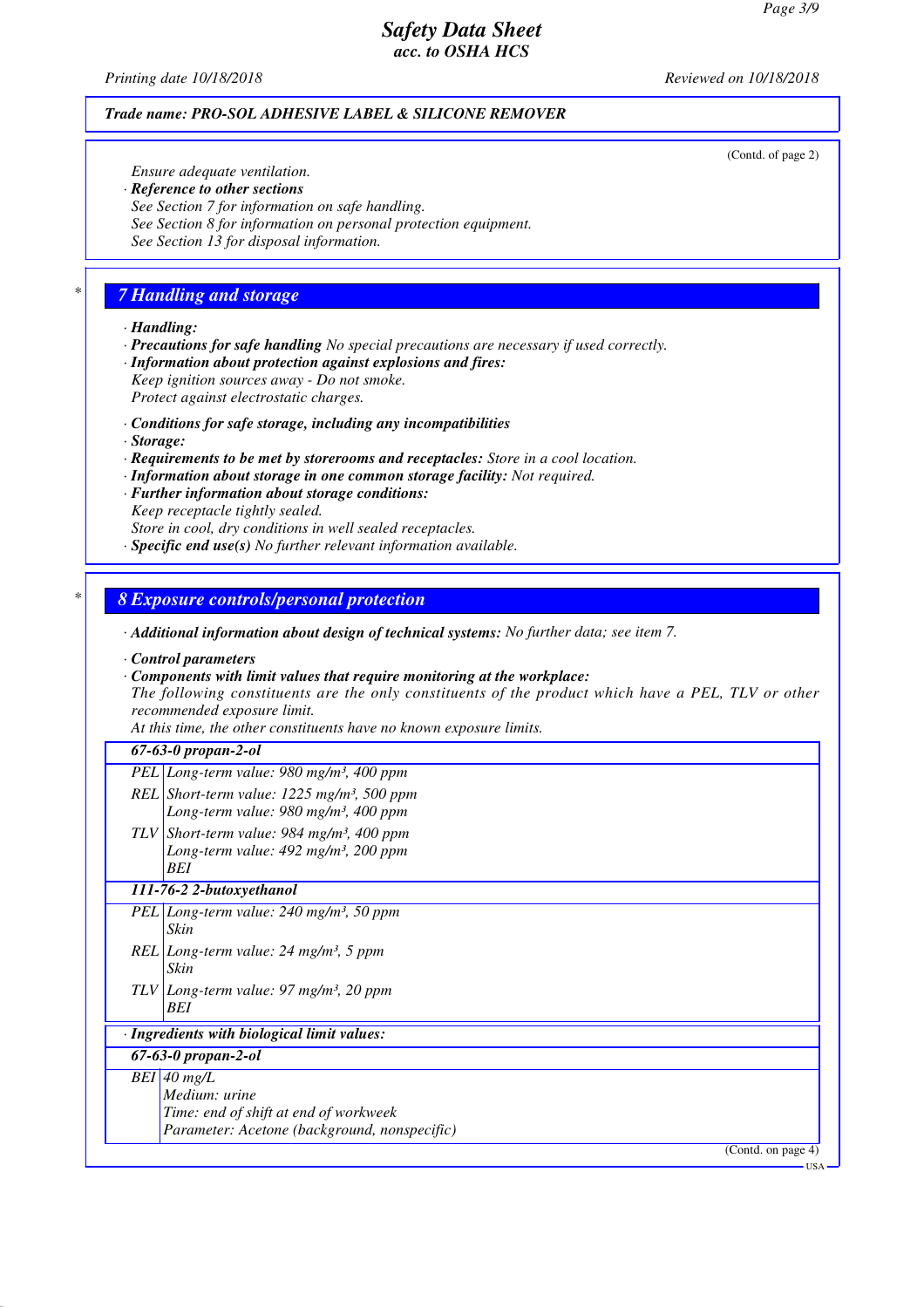(Contd. of page 2)

Ensure adequate ventilation.

· **Reference to other sections**

See Section 7 for information on safe handling.
See Section 8 for information on personal protection equipment.
See Section 13 for disposal information.

## 7 Handling and storage

· **Handling:**
· **Precautions for safe handling** No special precautions are necessary if used correctly.
· **Information about protection against explosions and fires:**
Keep ignition sources away - Do not smoke.
Protect against electrostatic charges.

· **Conditions for safe storage, including any incompatibilities**
· **Storage:**
· **Requirements to be met by storerooms and receptacles:** Store in a cool location.
· **Information about storage in one common storage facility:** Not required.
· **Further information about storage conditions:**
Keep receptacle tightly sealed.
Store in cool, dry conditions in well sealed receptacles.
· **Specific end use(s)** No further relevant information available.

## 8 Exposure controls/personal protection

· **Additional information about design of technical systems:** No further data; see item 7.

· **Control parameters**
· **Components with limit values that require monitoring at the workplace:**
The following constituents are the only constituents of the product which have a PEL, TLV or other recommended exposure limit.
At this time, the other constituents have no known exposure limits.

| **67-63-0 propan-2-ol** | |
|---|---|
| PEL | Long-term value: 980 mg/m³, 400 ppm |
| REL | Short-term value: 1225 mg/m³, 500 ppm<br>Long-term value: 980 mg/m³, 400 ppm |
| TLV | Short-term value: 984 mg/m³, 400 ppm<br>Long-term value: 492 mg/m³, 200 ppm<br>BEI |
| **111-76-2 2-butoxyethanol** | |
| PEL | Long-term value: 240 mg/m³, 50 ppm<br>Skin |
| REL | Long-term value: 24 mg/m³, 5 ppm<br>Skin |
| TLV | Long-term value: 97 mg/m³, 20 ppm<br>BEI |

· **Ingredients with biological limit values:**

| **67-63-0 propan-2-ol** | |
|---|---|
| BEI | 40 mg/L<br>Medium: urine<br>Time: end of shift at end of workweek<br>Parameter: Acetone (background, nonspecific) |

(Contd. on page 4)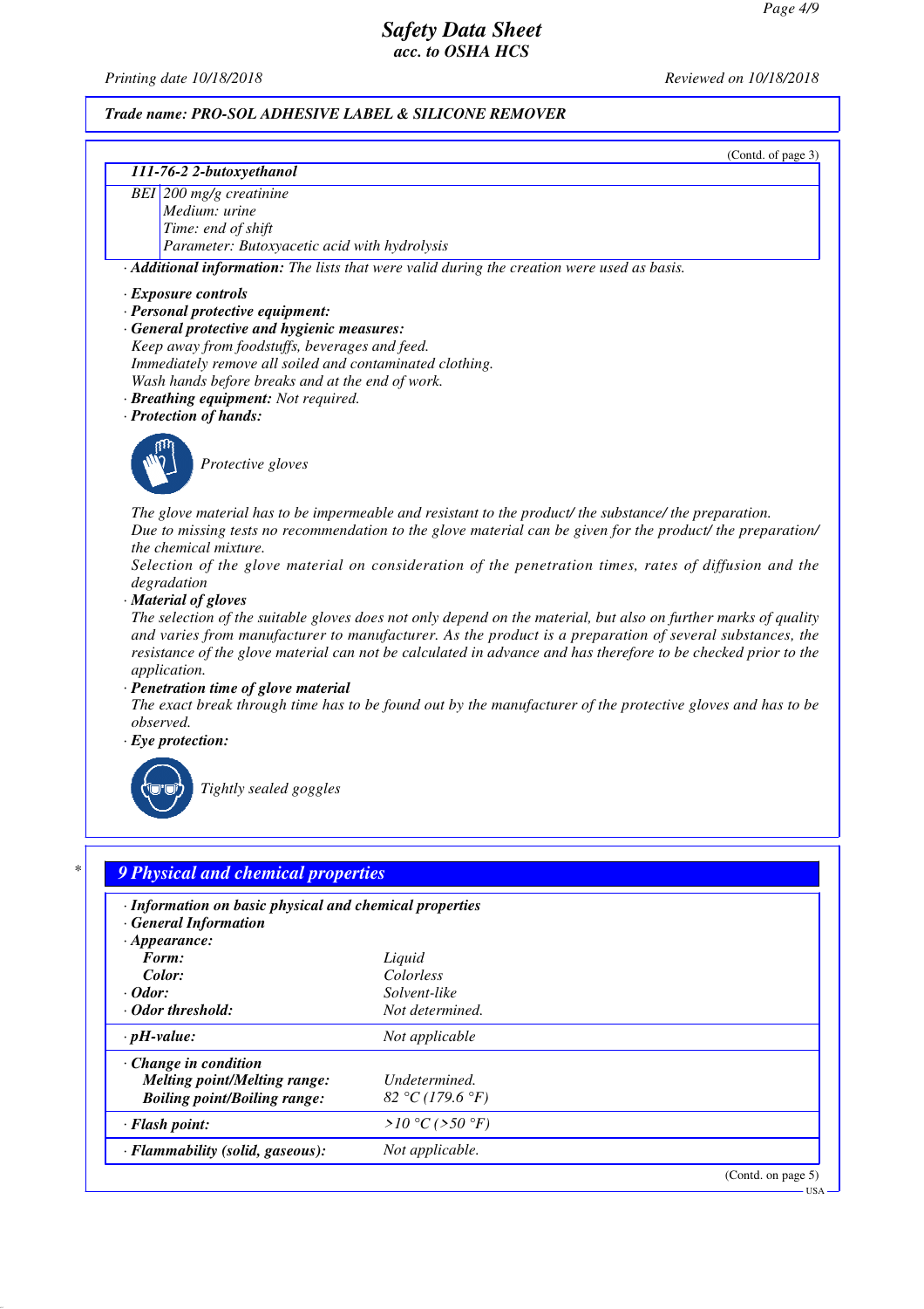Trade name: PRO-SOL ADHESIVE LABEL & SILICONE REMOVER

(Contd. of page 3)

| 111-76-2 2-butoxyethanol | |
|---|---|
| BEI | 200 mg/g creatinine<br>Medium: urine<br>Time: end of shift<br>Parameter: Butoxyacetic acid with hydrolysis |

· **Additional information:** The lists that were valid during the creation were used as basis.

· **Exposure controls**
· **Personal protective equipment:**
· **General protective and hygienic measures:**
Keep away from foodstuffs, beverages and feed.
Immediately remove all soiled and contaminated clothing.
Wash hands before breaks and at the end of work.
· **Breathing equipment:** Not required.
· **Protection of hands:**

Protective gloves

The glove material has to be impermeable and resistant to the product/ the substance/ the preparation.
Due to missing tests no recommendation to the glove material can be given for the product/ the preparation/ the chemical mixture.
Selection of the glove material on consideration of the penetration times, rates of diffusion and the degradation
· **Material of gloves**
The selection of the suitable gloves does not only depend on the material, but also on further marks of quality and varies from manufacturer to manufacturer. As the product is a preparation of several substances, the resistance of the glove material can not be calculated in advance and has therefore to be checked prior to the application.
· **Penetration time of glove material**
The exact break through time has to be found out by the manufacturer of the protective gloves and has to be observed.
· **Eye protection:**

Tightly sealed goggles

## 9 Physical and chemical properties

| · Information on basic physical and chemical properties | |
|---|---|
| · General Information | |
| · Appearance: | |
| Form: | Liquid |
| Color: | Colorless |
| · Odor: | Solvent-like |
| · Odor threshold: | Not determined. |
| · pH-value: | Not applicable |
| · Change in condition | |
| Melting point/Melting range: | Undetermined. |
| Boiling point/Boiling range: | 82 °C (179.6 °F) |
| · Flash point: | >10 °C (>50 °F) |
| · Flammability (solid, gaseous): | Not applicable. |

(Contd. on page 5)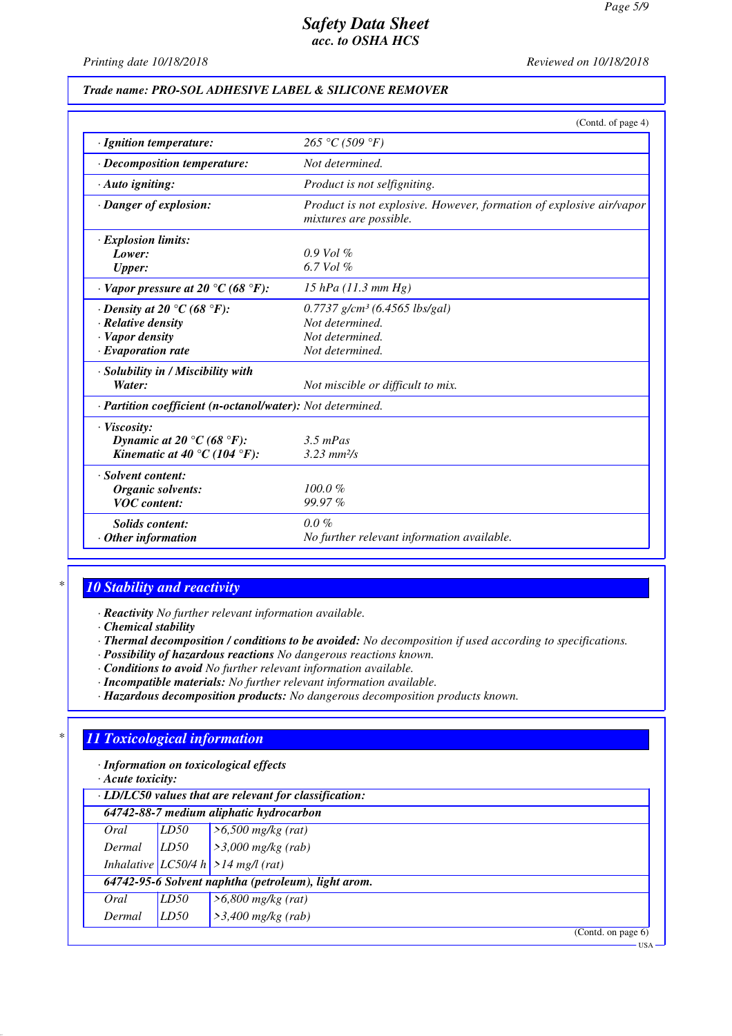Trade name: PRO-SOL ADHESIVE LABEL & SILICONE REMOVER

(Contd. of page 4)

| | |
|---|---|
| · **Ignition temperature:** | 265 °C (509 °F) |
| · **Decomposition temperature:** | Not determined. |
| · **Auto igniting:** | Product is not selfigniting. |
| · **Danger of explosion:** | Product is not explosive. However, formation of explosive air/vapor mixtures are possible. |
| · **Explosion limits:** | |
| **Lower:** | 0.9 Vol % |
| **Upper:** | 6.7 Vol % |
| · **Vapor pressure at 20 °C (68 °F):** | 15 hPa (11.3 mm Hg) |
| · **Density at 20 °C (68 °F):** | 0.7737 g/cm³ (6.4565 lbs/gal) |
| · **Relative density** | Not determined. |
| · **Vapor density** | Not determined. |
| · **Evaporation rate** | Not determined. |
| · **Solubility in / Miscibility with** | |
| **Water:** | Not miscible or difficult to mix. |
| · **Partition coefficient (n-octanol/water):** | Not determined. |
| · **Viscosity:** | |
| **Dynamic at 20 °C (68 °F):** | 3.5 mPas |
| **Kinematic at 40 °C (104 °F):** | 3.23 mm²/s |
| · **Solvent content:** | |
| **Organic solvents:** | 100.0 % |
| **VOC content:** | 99.97 % |
| **Solids content:** | 0.0 % |
| · **Other information** | No further relevant information available. |

## 10 Stability and reactivity

· **Reactivity** No further relevant information available.
· **Chemical stability**
· **Thermal decomposition / conditions to be avoided:** No decomposition if used according to specifications.
· **Possibility of hazardous reactions** No dangerous reactions known.
· **Conditions to avoid** No further relevant information available.
· **Incompatible materials:** No further relevant information available.
· **Hazardous decomposition products:** No dangerous decomposition products known.

## 11 Toxicological information

· **Information on toxicological effects**
· **Acute toxicity:**

| · LD/LC50 values that are relevant for classification: | | |
|---|---|---|
| **64742-88-7 medium aliphatic hydrocarbon** | | |
| Oral | LD50 | >6,500 mg/kg (rat) |
| Dermal | LD50 | >3,000 mg/kg (rab) |
| Inhalative | LC50/4 h | >14 mg/l (rat) |
| **64742-95-6 Solvent naphtha (petroleum), light arom.** | | |
| Oral | LD50 | >6,800 mg/kg (rat) |
| Dermal | LD50 | >3,400 mg/kg (rab) |

(Contd. on page 6)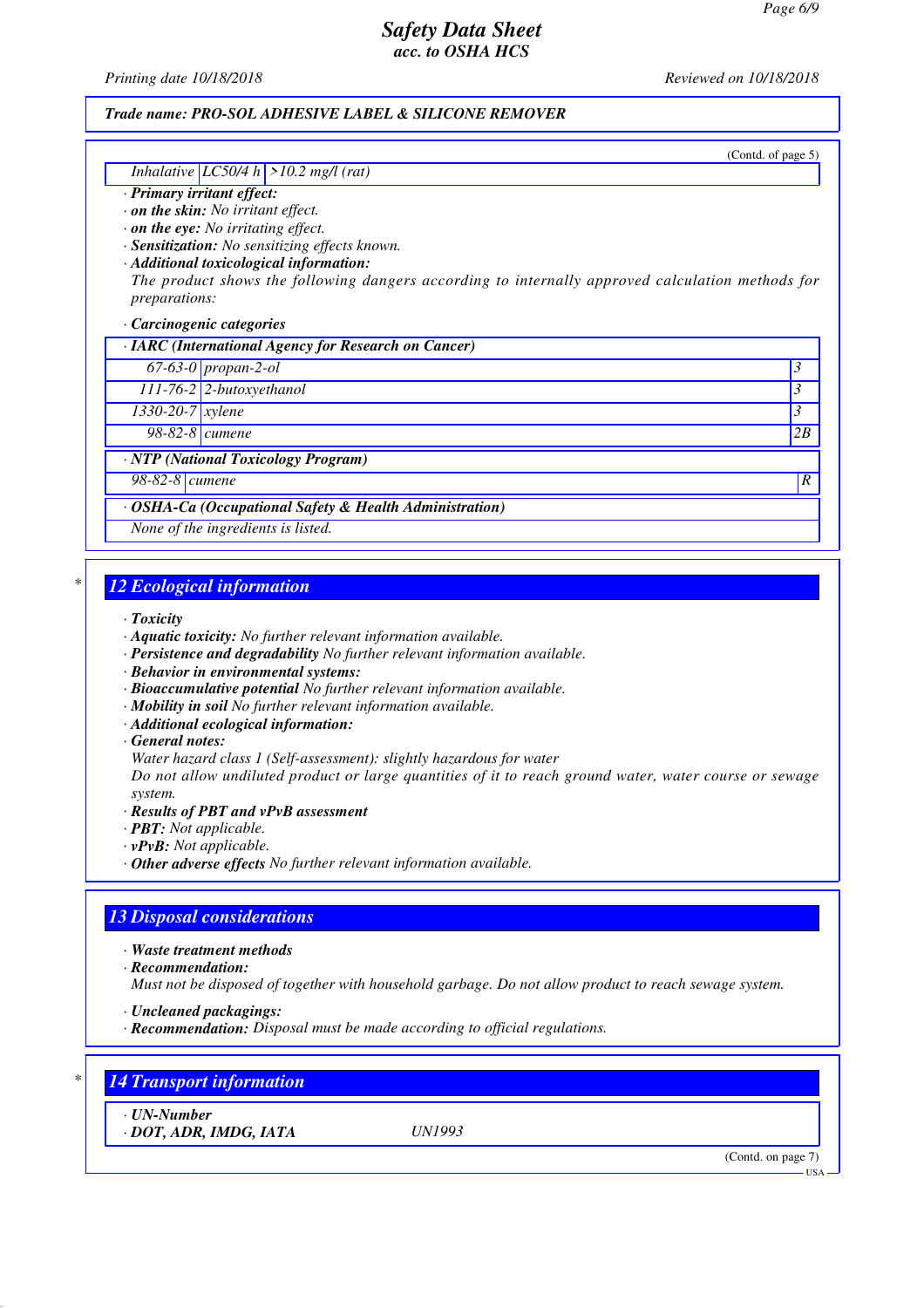Trade name: PRO-SOL ADHESIVE LABEL & SILICONE REMOVER

(Contd. of page 5)

| Inhalative | LC50/4 h | >10.2 mg/l (rat) |
|---|---|---|

· **Primary irritant effect:**
· **on the skin:** No irritant effect.
· **on the eye:** No irritating effect.
· **Sensitization:** No sensitizing effects known.
· **Additional toxicological information:**
The product shows the following dangers according to internally approved calculation methods for preparations:

· **Carcinogenic categories**

| · IARC (International Agency for Research on Cancer) | | |
|---|---|---|
| 67-63-0 | propan-2-ol | 3 |
| 111-76-2 | 2-butoxyethanol | 3 |
| 1330-20-7 | xylene | 3 |
| 98-82-8 | cumene | 2B |

| · NTP (National Toxicology Program) | | |
|---|---|---|
| 98-82-8 | cumene | R |

| · OSHA-Ca (Occupational Safety & Health Administration) |
|---|
| None of the ingredients is listed. |

## 12 Ecological information

· **Toxicity**
· **Aquatic toxicity:** No further relevant information available.
· **Persistence and degradability** No further relevant information available.
· **Behavior in environmental systems:**
· **Bioaccumulative potential** No further relevant information available.
· **Mobility in soil** No further relevant information available.
· **Additional ecological information:**
· **General notes:**
Water hazard class 1 (Self-assessment): slightly hazardous for water
Do not allow undiluted product or large quantities of it to reach ground water, water course or sewage system.
· **Results of PBT and vPvB assessment**
· **PBT:** Not applicable.
· **vPvB:** Not applicable.
· **Other adverse effects** No further relevant information available.

## 13 Disposal considerations

· **Waste treatment methods**
· **Recommendation:**
Must not be disposed of together with household garbage. Do not allow product to reach sewage system.

· **Uncleaned packagings:**
· **Recommendation:** Disposal must be made according to official regulations.

## 14 Transport information

| · UN-Number | |
|---|---|
| · DOT, ADR, IMDG, IATA | UN1993 |

(Contd. on page 7)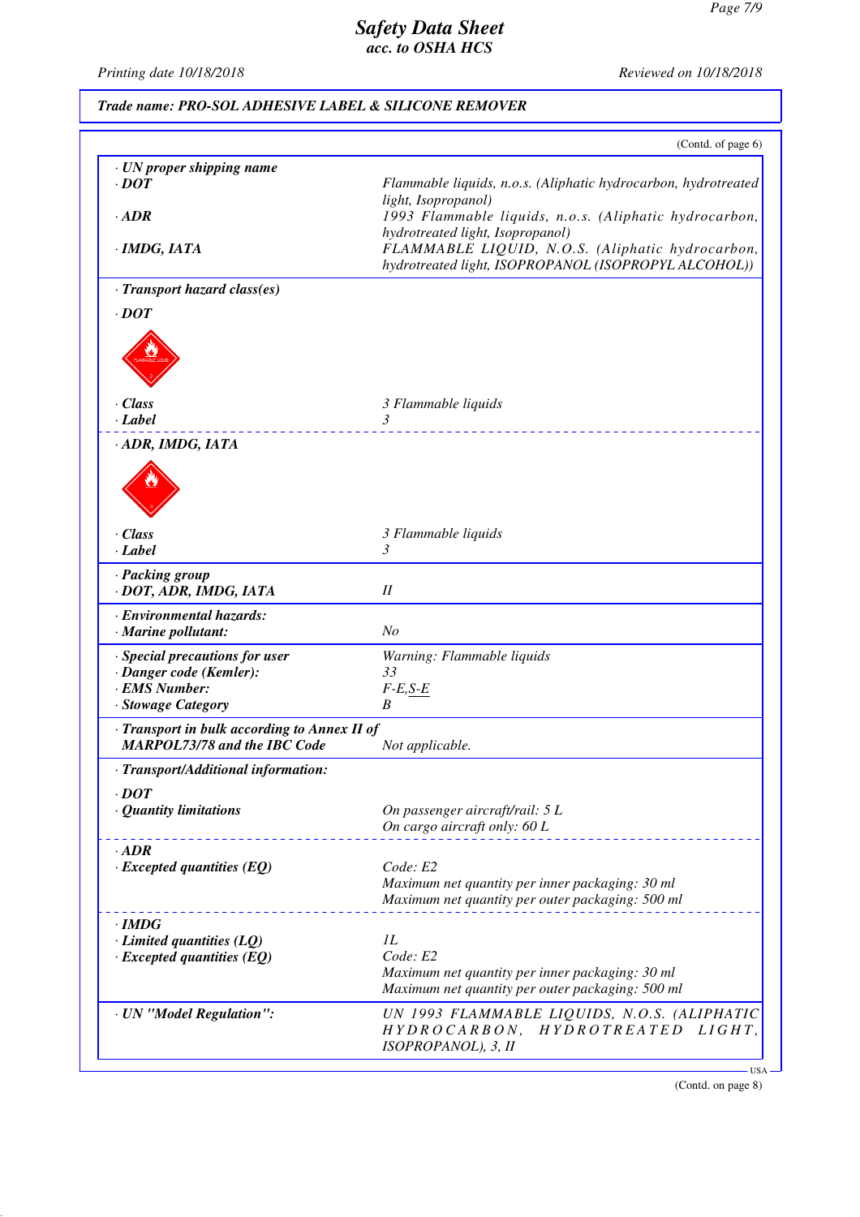# Safety Data Sheet
## acc. to OSHA HCS

Printing date 10/18/2018 | Reviewed on 10/18/2018

**Trade name: PRO-SOL ADHESIVE LABEL & SILICONE REMOVER**

(Contd. of page 6)

| | |
|---|---|
| **· UN proper shipping name** | |
| **· DOT** | Flammable liquids, n.o.s. (Aliphatic hydrocarbon, hydrotreated light, Isopropanol) |
| **· ADR** | 1993 Flammable liquids, n.o.s. (Aliphatic hydrocarbon, hydrotreated light, Isopropanol) |
| **· IMDG, IATA** | FLAMMABLE LIQUID, N.O.S. (Aliphatic hydrocarbon, hydrotreated light, ISOPROPANOL (ISOPROPYL ALCOHOL)) |
| **· Transport hazard class(es)** | |
| **· DOT** | |
| **· Class** | 3 Flammable liquids |
| **· Label** | 3 |
| **· ADR, IMDG, IATA** | |
| **· Class** | 3 Flammable liquids |
| **· Label** | 3 |
| **· Packing group** | |
| **· DOT, ADR, IMDG, IATA** | II |
| **· Environmental hazards:** | |
| **· Marine pollutant:** | No |
| **· Special precautions for user** | Warning: Flammable liquids |
| **· Danger code (Kemler):** | 33 |
| **· EMS Number:** | F-E,S-E |
| **· Stowage Category** | B |
| **· Transport in bulk according to Annex II of MARPOL73/78 and the IBC Code** | Not applicable. |
| **· Transport/Additional information:** | |
| **· DOT** | |
| **· Quantity limitations** | On passenger aircraft/rail: 5 L<br>On cargo aircraft only: 60 L |
| **· ADR** | |
| **· Excepted quantities (EQ)** | Code: E2<br>Maximum net quantity per inner packaging: 30 ml<br>Maximum net quantity per outer packaging: 500 ml |
| **· IMDG** | |
| **· Limited quantities (LQ)** | 1L |
| **· Excepted quantities (EQ)** | Code: E2<br>Maximum net quantity per inner packaging: 30 ml<br>Maximum net quantity per outer packaging: 500 ml |
| **· UN "Model Regulation":** | UN 1993 FLAMMABLE LIQUIDS, N.O.S. (ALIPHATIC HYDROCARBON, HYDROTREATED LIGHT, ISOPROPANOL), 3, II |

USA

(Contd. on page 8)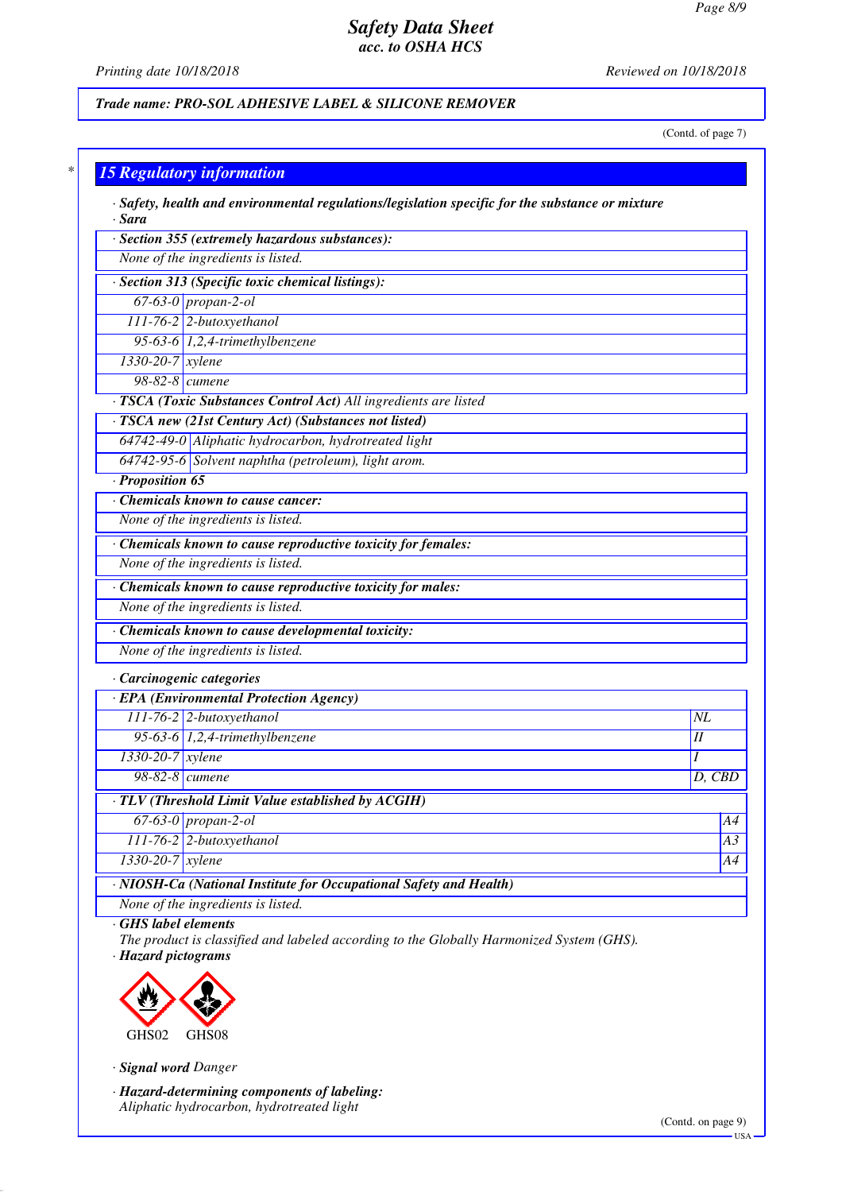Trade name: PRO-SOL ADHESIVE LABEL & SILICONE REMOVER

(Contd. of page 7)

## 15 Regulatory information

· **Safety, health and environmental regulations/legislation specific for the substance or mixture**

· **Sara**

· **Section 355 (extremely hazardous substances):**

None of the ingredients is listed.

· **Section 313 (Specific toxic chemical listings):**

| | |
|---|---|
| 67-63-0 | propan-2-ol |
| 111-76-2 | 2-butoxyethanol |
| 95-63-6 | 1,2,4-trimethylbenzene |
| 1330-20-7 | xylene |
| 98-82-8 | cumene |

· **TSCA (Toxic Substances Control Act)** All ingredients are listed

· **TSCA new (21st Century Act) (Substances not listed)**

| | |
|---|---|
| 64742-49-0 | Aliphatic hydrocarbon, hydrotreated light |
| 64742-95-6 | Solvent naphtha (petroleum), light arom. |

· **Proposition 65**

· **Chemicals known to cause cancer:**

None of the ingredients is listed.

· **Chemicals known to cause reproductive toxicity for females:**

None of the ingredients is listed.

· **Chemicals known to cause reproductive toxicity for males:**

None of the ingredients is listed.

· **Chemicals known to cause developmental toxicity:**

None of the ingredients is listed.

· **Carcinogenic categories**

· **EPA (Environmental Protection Agency)**

| | | |
|---|---|---|
| 111-76-2 | 2-butoxyethanol | NL |
| 95-63-6 | 1,2,4-trimethylbenzene | II |
| 1330-20-7 | xylene | I |
| 98-82-8 | cumene | D, CBD |

· **TLV (Threshold Limit Value established by ACGIH)**

| | | |
|---|---|---|
| 67-63-0 | propan-2-ol | A4 |
| 111-76-2 | 2-butoxyethanol | A3 |
| 1330-20-7 | xylene | A4 |

· **NIOSH-Ca (National Institute for Occupational Safety and Health)**

None of the ingredients is listed.

· **GHS label elements**

The product is classified and labeled according to the Globally Harmonized System (GHS).

· **Hazard pictograms**

GHS02 GHS08

· **Signal word** Danger

· **Hazard-determining components of labeling:**

Aliphatic hydrocarbon, hydrotreated light

(Contd. on page 9)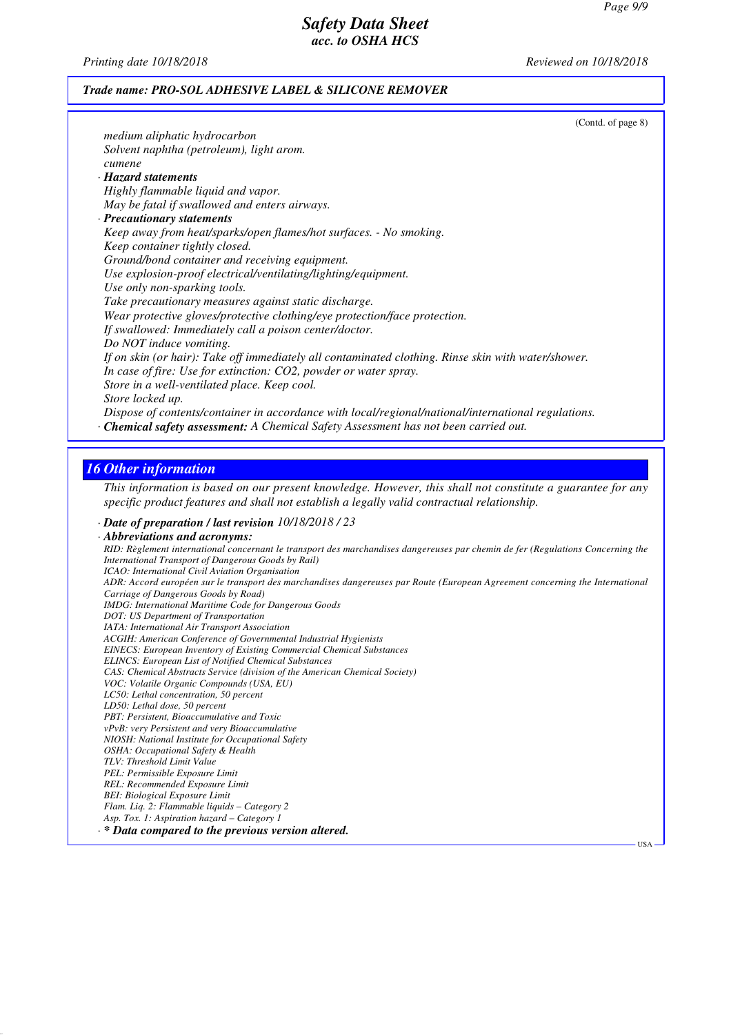(Contd. of page 8)

*medium aliphatic hydrocarbon*
*Solvent naphtha (petroleum), light arom.*
*cumene*

· ***Hazard statements***
*Highly flammable liquid and vapor.*
*May be fatal if swallowed and enters airways.*

· ***Precautionary statements***
*Keep away from heat/sparks/open flames/hot surfaces. - No smoking.*
*Keep container tightly closed.*
*Ground/bond container and receiving equipment.*
*Use explosion-proof electrical/ventilating/lighting/equipment.*
*Use only non-sparking tools.*
*Take precautionary measures against static discharge.*
*Wear protective gloves/protective clothing/eye protection/face protection.*
*If swallowed: Immediately call a poison center/doctor.*
*Do NOT induce vomiting.*
*If on skin (or hair): Take off immediately all contaminated clothing. Rinse skin with water/shower.*
*In case of fire: Use for extinction: CO2, powder or water spray.*
*Store in a well-ventilated place. Keep cool.*
*Store locked up.*
*Dispose of contents/container in accordance with local/regional/national/international regulations.*

· ***Chemical safety assessment:*** *A Chemical Safety Assessment has not been carried out.*

## 16 Other information

*This information is based on our present knowledge. However, this shall not constitute a guarantee for any specific product features and shall not establish a legally valid contractual relationship.*

· ***Date of preparation / last revision*** *10/18/2018 / 23*

· ***Abbreviations and acronyms:***
*RID: Règlement international concernant le transport des marchandises dangereuses par chemin de fer (Regulations Concerning the International Transport of Dangerous Goods by Rail)*
*ICAO: International Civil Aviation Organisation*
*ADR: Accord européen sur le transport des marchandises dangereuses par Route (European Agreement concerning the International Carriage of Dangerous Goods by Road)*
*IMDG: International Maritime Code for Dangerous Goods*
*DOT: US Department of Transportation*
*IATA: International Air Transport Association*
*ACGIH: American Conference of Governmental Industrial Hygienists*
*EINECS: European Inventory of Existing Commercial Chemical Substances*
*ELINCS: European List of Notified Chemical Substances*
*CAS: Chemical Abstracts Service (division of the American Chemical Society)*
*VOC: Volatile Organic Compounds (USA, EU)*
*LC50: Lethal concentration, 50 percent*
*LD50: Lethal dose, 50 percent*
*PBT: Persistent, Bioaccumulative and Toxic*
*vPvB: very Persistent and very Bioaccumulative*
*NIOSH: National Institute for Occupational Safety*
*OSHA: Occupational Safety & Health*
*TLV: Threshold Limit Value*
*PEL: Permissible Exposure Limit*
*REL: Recommended Exposure Limit*
*BEI: Biological Exposure Limit*
*Flam. Liq. 2: Flammable liquids – Category 2*
*Asp. Tox. 1: Aspiration hazard – Category 1*

· ***\* Data compared to the previous version altered.***

USA